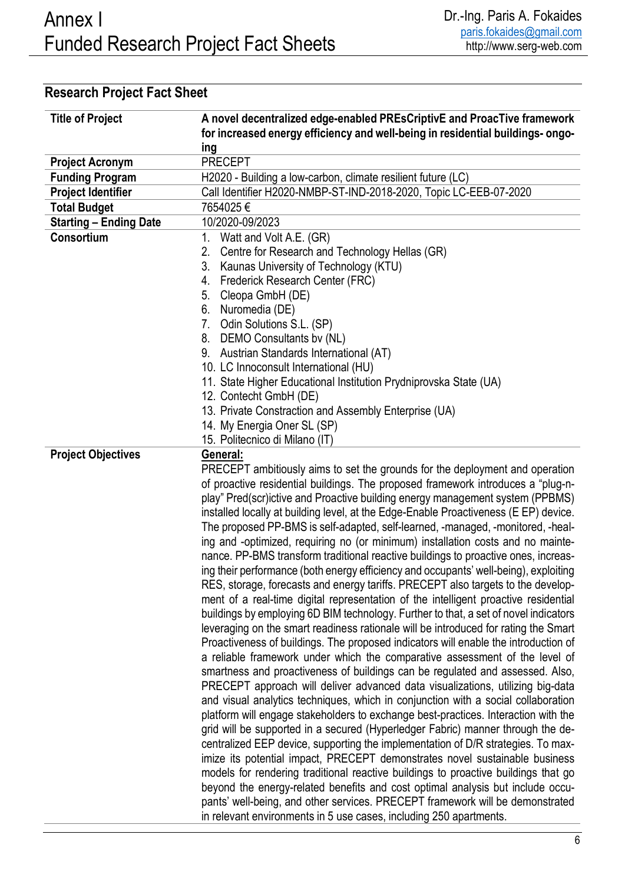# Annex I
# Funded Research Project Fact Sheets

Dr.-Ing. Paris A. Fokaides
paris.fokaides@gmail.com
http://www.serg-web.com

## Research Project Fact Sheet

| | |
|---|---|
| **Title of Project** | **A novel decentralized edge-enabled PREsCriptivE and ProacTive framework for increased energy efficiency and well-being in residential buildings- ongoing** |
| **Project Acronym** | PRECEPT |
| **Funding Program** | H2020 - Building a low-carbon, climate resilient future (LC) |
| **Project Identifier** | Call Identifier H2020-NMBP-ST-IND-2018-2020, Topic LC-EEB-07-2020 |
| **Total Budget** | 7654025 € |
| **Starting – Ending Date** | 10/2020-09/2023 |
| **Consortium** | 1. Watt and Volt A.E. (GR)<br>2. Centre for Research and Technology Hellas (GR)<br>3. Kaunas University of Technology (KTU)<br>4. Frederick Research Center (FRC)<br>5. Cleopa GmbH (DE)<br>6. Nuromedia (DE)<br>7. Odin Solutions S.L. (SP)<br>8. DEMO Consultants bv (NL)<br>9. Austrian Standards International (AT)<br>10. LC Innoconsult International (HU)<br>11. State Higher Educational Institution Prydniprovska State (UA)<br>12. Contecht GmbH (DE)<br>13. Private Constraction and Assembly Enterprise (UA)<br>14. My Energia Oner SL (SP)<br>15. Politecnico di Milano (IT) |
| **Project Objectives** | **General:**<br>PRECEPT ambitiously aims to set the grounds for the deployment and operation of proactive residential buildings. The proposed framework introduces a "plug-n-play" Pred(scr)ictive and Proactive building energy management system (PPBMS) installed locally at building level, at the Edge-Enable Proactiveness (E EP) device. The proposed PP-BMS is self-adapted, self-learned, -managed, -monitored, -healing and -optimized, requiring no (or minimum) installation costs and no maintenance. PP-BMS transform traditional reactive buildings to proactive ones, increasing their performance (both energy efficiency and occupants' well-being), exploiting RES, storage, forecasts and energy tariffs. PRECEPT also targets to the development of a real-time digital representation of the intelligent proactive residential buildings by employing 6D BIM technology. Further to that, a set of novel indicators leveraging on the smart readiness rationale will be introduced for rating the Smart Proactiveness of buildings. The proposed indicators will enable the introduction of a reliable framework under which the comparative assessment of the level of smartness and proactiveness of buildings can be regulated and assessed. Also, PRECEPT approach will deliver advanced data visualizations, utilizing big-data and visual analytics techniques, which in conjunction with a social collaboration platform will engage stakeholders to exchange best-practices. Interaction with the grid will be supported in a secured (Hyperledger Fabric) manner through the decentralized EEP device, supporting the implementation of D/R strategies. To maximize its potential impact, PRECEPT demonstrates novel sustainable business models for rendering traditional reactive buildings to proactive buildings that go beyond the energy-related benefits and cost optimal analysis but include occupants' well-being, and other services. PRECEPT framework will be demonstrated in relevant environments in 5 use cases, including 250 apartments. |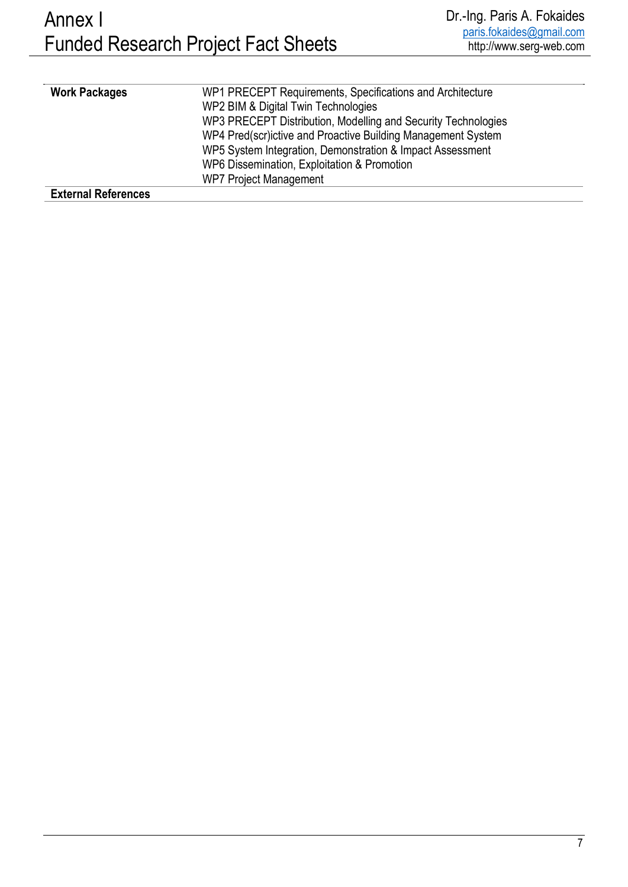| | |
|---|---|
| **Work Packages** | WP1 PRECEPT Requirements, Specifications and Architecture<br>WP2 BIM & Digital Twin Technologies<br>WP3 PRECEPT Distribution, Modelling and Security Technologies<br>WP4 Pred(scr)ictive and Proactive Building Management System<br>WP5 System Integration, Demonstration & Impact Assessment<br>WP6 Dissemination, Exploitation & Promotion<br>WP7 Project Management |
| **External References** | |